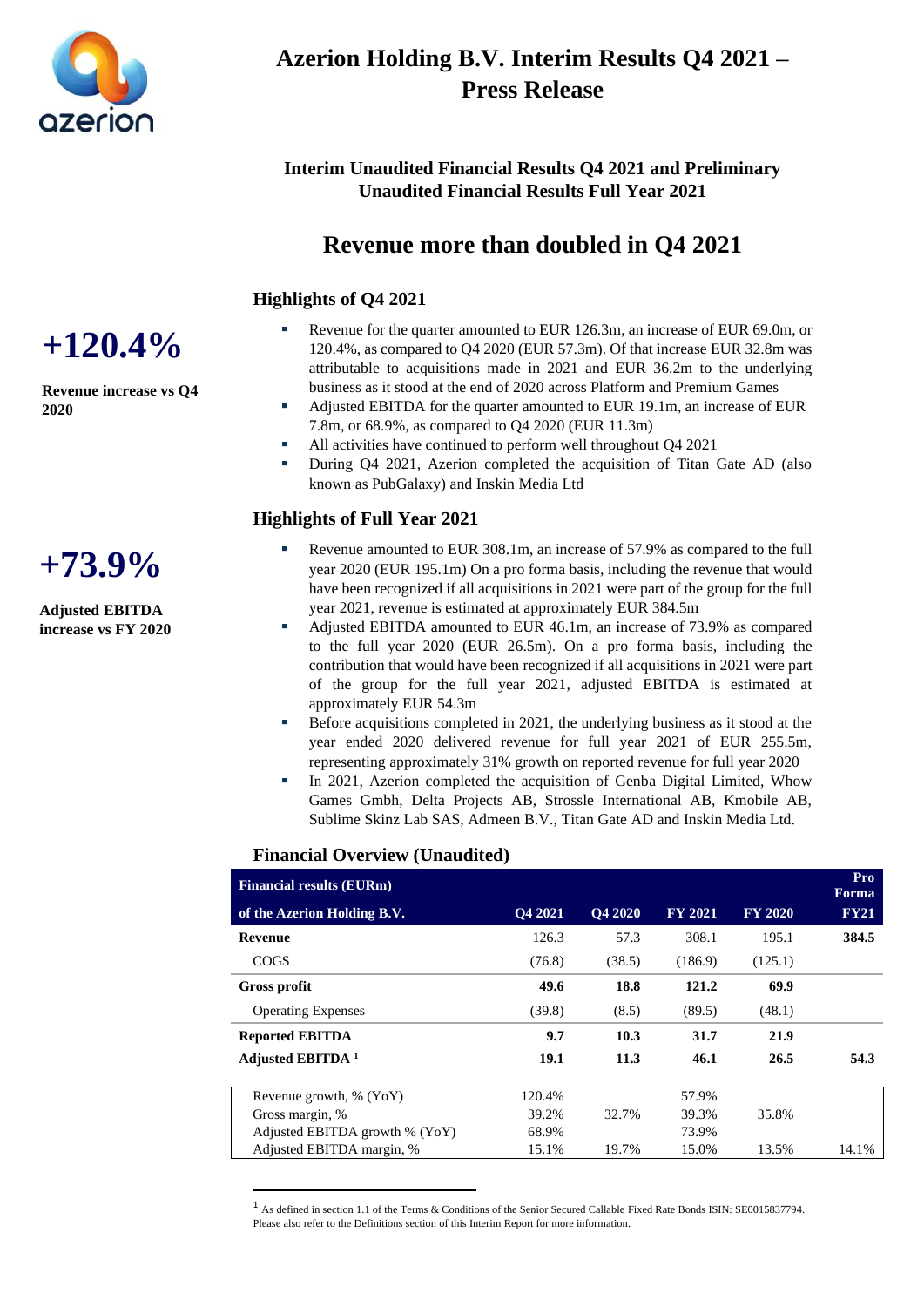# Azerion Holding B.V. Interim Results Q4 2021 – Press Release

**Interim Unaudited Financial Results Q4 2021 and Preliminary Unaudited Financial Results Full Year 2021**

## Revenue more than doubled in Q4 2021

**+120.4%**

**Revenue increase vs Q4 2020**

### Highlights of Q4 2021

- Revenue for the quarter amounted to EUR 126.3m, an increase of EUR 69.0m, or 120.4%, as compared to Q4 2020 (EUR 57.3m). Of that increase EUR 32.8m was attributable to acquisitions made in 2021 and EUR 36.2m to the underlying business as it stood at the end of 2020 across Platform and Premium Games
- Adjusted EBITDA for the quarter amounted to EUR 19.1m, an increase of EUR 7.8m, or 68.9%, as compared to Q4 2020 (EUR 11.3m)
- All activities have continued to perform well throughout Q4 2021
- During Q4 2021, Azerion completed the acquisition of Titan Gate AD (also known as PubGalaxy) and Inskin Media Ltd

**+73.9%**

**Adjusted EBITDA increase vs FY 2020**

### Highlights of Full Year 2021

- Revenue amounted to EUR 308.1m, an increase of 57.9% as compared to the full year 2020 (EUR 195.1m) On a pro forma basis, including the revenue that would have been recognized if all acquisitions in 2021 were part of the group for the full year 2021, revenue is estimated at approximately EUR 384.5m
- Adjusted EBITDA amounted to EUR 46.1m, an increase of 73.9% as compared to the full year 2020 (EUR 26.5m). On a pro forma basis, including the contribution that would have been recognized if all acquisitions in 2021 were part of the group for the full year 2021, adjusted EBITDA is estimated at approximately EUR 54.3m
- Before acquisitions completed in 2021, the underlying business as it stood at the year ended 2020 delivered revenue for full year 2021 of EUR 255.5m, representing approximately 31% growth on reported revenue for full year 2020
- In 2021, Azerion completed the acquisition of Genba Digital Limited, Whow Games Gmbh, Delta Projects AB, Strossle International AB, Kmobile AB, Sublime Skinz Lab SAS, Admeen B.V., Titan Gate AD and Inskin Media Ltd.

### Financial Overview (Unaudited)

| Financial results (EURm) of the Azerion Holding B.V. | Q4 2021 | Q4 2020 | FY 2021 | FY 2020 | Pro Forma FY21 |
|---|---|---|---|---|---|
| **Revenue** | 126.3 | 57.3 | 308.1 | 195.1 | **384.5** |
| COGS | (76.8) | (38.5) | (186.9) | (125.1) | |
| **Gross profit** | **49.6** | **18.8** | **121.2** | **69.9** | |
| Operating Expenses | (39.8) | (8.5) | (89.5) | (48.1) | |
| **Reported EBITDA** | **9.7** | **10.3** | **31.7** | **21.9** | |
| **Adjusted EBITDA [1]** | **19.1** | **11.3** | **46.1** | **26.5** | **54.3** |
| Revenue growth, % (YoY) | 120.4% | | 57.9% | | |
| Gross margin, % | 39.2% | 32.7% | 39.3% | 35.8% | |
| Adjusted EBITDA growth % (YoY) | 68.9% | | 73.9% | | |
| Adjusted EBITDA margin, % | 15.1% | 19.7% | 15.0% | 13.5% | 14.1% |

[1] As defined in section 1.1 of the Terms & Conditions of the Senior Secured Callable Fixed Rate Bonds ISIN: SE0015837794. Please also refer to the Definitions section of this Interim Report for more information.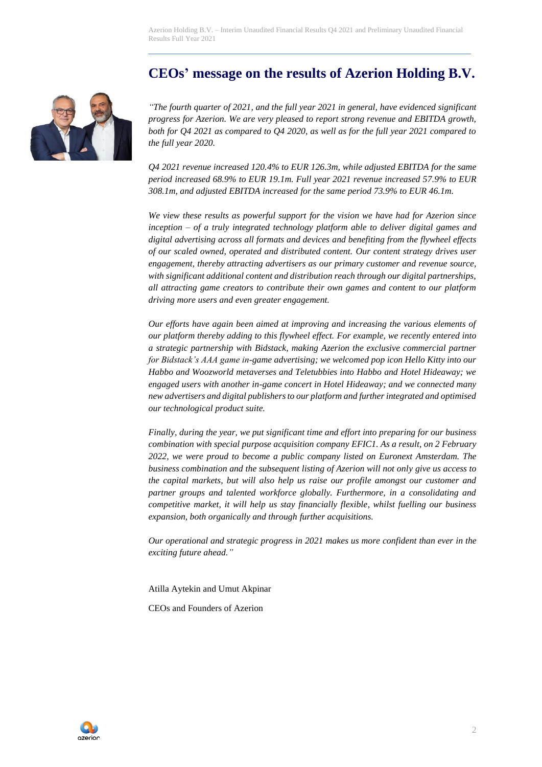# CEOs' message on the results of Azerion Holding B.V.

*"The fourth quarter of 2021, and the full year 2021 in general, have evidenced significant progress for Azerion. We are very pleased to report strong revenue and EBITDA growth, both for Q4 2021 as compared to Q4 2020, as well as for the full year 2021 compared to the full year 2020.*

*Q4 2021 revenue increased 120.4% to EUR 126.3m, while adjusted EBITDA for the same period increased 68.9% to EUR 19.1m. Full year 2021 revenue increased 57.9% to EUR 308.1m, and adjusted EBITDA increased for the same period 73.9% to EUR 46.1m.*

*We view these results as powerful support for the vision we have had for Azerion since inception – of a truly integrated technology platform able to deliver digital games and digital advertising across all formats and devices and benefiting from the flywheel effects of our scaled owned, operated and distributed content. Our content strategy drives user engagement, thereby attracting advertisers as our primary customer and revenue source, with significant additional content and distribution reach through our digital partnerships, all attracting game creators to contribute their own games and content to our platform driving more users and even greater engagement.*

*Our efforts have again been aimed at improving and increasing the various elements of our platform thereby adding to this flywheel effect. For example, we recently entered into a strategic partnership with Bidstack, making Azerion the exclusive commercial partner for Bidstack's AAA game in-game advertising; we welcomed pop icon Hello Kitty into our Habbo and Woozworld metaverses and Teletubbies into Habbo and Hotel Hideaway; we engaged users with another in-game concert in Hotel Hideaway; and we connected many new advertisers and digital publishers to our platform and further integrated and optimised our technological product suite.*

*Finally, during the year, we put significant time and effort into preparing for our business combination with special purpose acquisition company EFIC1. As a result, on 2 February 2022, we were proud to become a public company listed on Euronext Amsterdam. The business combination and the subsequent listing of Azerion will not only give us access to the capital markets, but will also help us raise our profile amongst our customer and partner groups and talented workforce globally. Furthermore, in a consolidating and competitive market, it will help us stay financially flexible, whilst fuelling our business expansion, both organically and through further acquisitions.*

*Our operational and strategic progress in 2021 makes us more confident than ever in the exciting future ahead."*

Atilla Aytekin and Umut Akpinar

CEOs and Founders of Azerion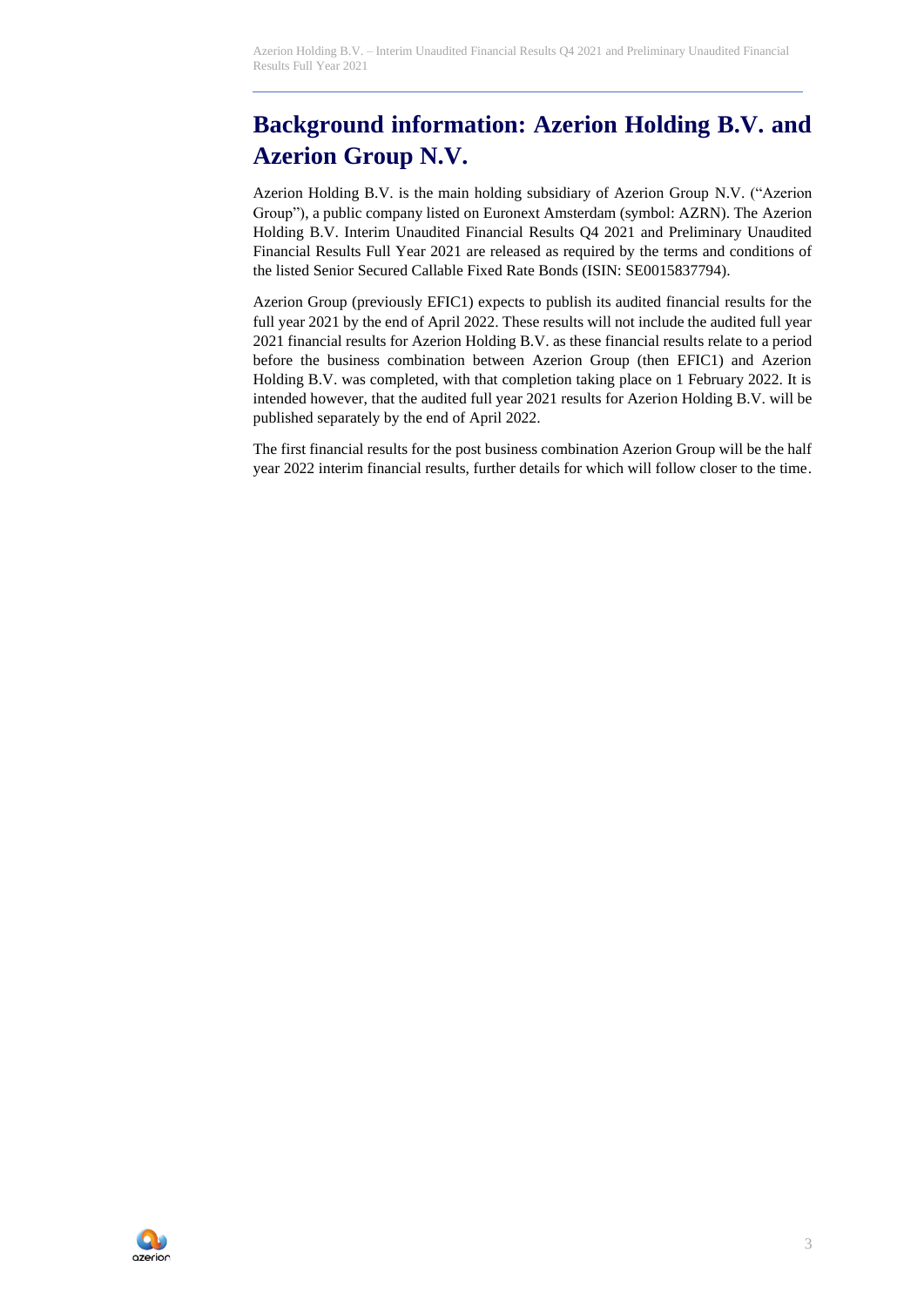# Background information: Azerion Holding B.V. and Azerion Group N.V.

Azerion Holding B.V. is the main holding subsidiary of Azerion Group N.V. ("Azerion Group"), a public company listed on Euronext Amsterdam (symbol: AZRN). The Azerion Holding B.V. Interim Unaudited Financial Results Q4 2021 and Preliminary Unaudited Financial Results Full Year 2021 are released as required by the terms and conditions of the listed Senior Secured Callable Fixed Rate Bonds (ISIN: SE0015837794).

Azerion Group (previously EFIC1) expects to publish its audited financial results for the full year 2021 by the end of April 2022. These results will not include the audited full year 2021 financial results for Azerion Holding B.V. as these financial results relate to a period before the business combination between Azerion Group (then EFIC1) and Azerion Holding B.V. was completed, with that completion taking place on 1 February 2022. It is intended however, that the audited full year 2021 results for Azerion Holding B.V. will be published separately by the end of April 2022.

The first financial results for the post business combination Azerion Group will be the half year 2022 interim financial results, further details for which will follow closer to the time.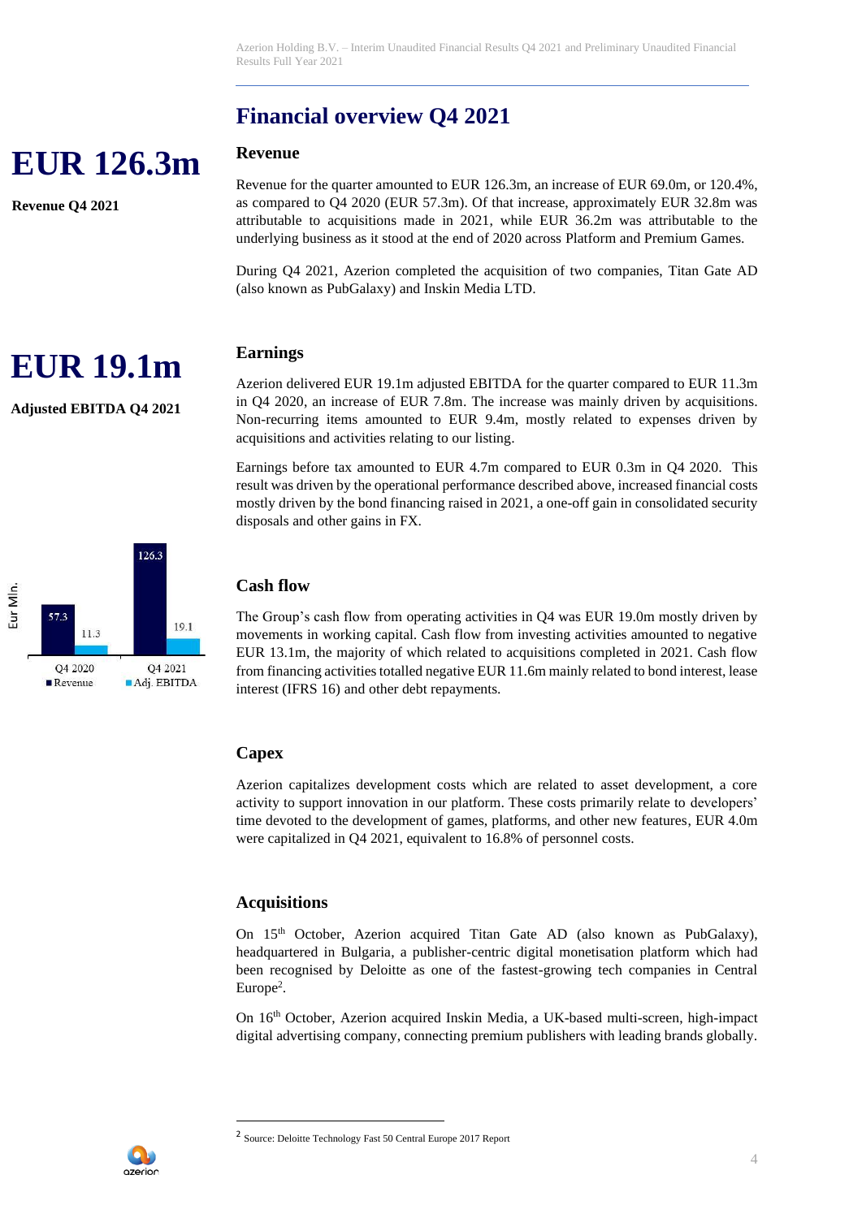## Financial overview Q4 2021

**EUR 126.3m**

**Revenue Q4 2021**

### Revenue

Revenue for the quarter amounted to EUR 126.3m, an increase of EUR 69.0m, or 120.4%, as compared to Q4 2020 (EUR 57.3m). Of that increase, approximately EUR 32.8m was attributable to acquisitions made in 2021, while EUR 36.2m was attributable to the underlying business as it stood at the end of 2020 across Platform and Premium Games.

During Q4 2021, Azerion completed the acquisition of two companies, Titan Gate AD (also known as PubGalaxy) and Inskin Media LTD.

**EUR 19.1m**

**Adjusted EBITDA Q4 2021**

### Earnings

Azerion delivered EUR 19.1m adjusted EBITDA for the quarter compared to EUR 11.3m in Q4 2020, an increase of EUR 7.8m. The increase was mainly driven by acquisitions. Non-recurring items amounted to EUR 9.4m, mostly related to expenses driven by acquisitions and activities relating to our listing.

Earnings before tax amounted to EUR 4.7m compared to EUR 0.3m in Q4 2020. This result was driven by the operational performance described above, increased financial costs mostly driven by the bond financing raised in 2021, a one-off gain in consolidated security disposals and other gains in FX.

| Eur Mln. | Q4 2020 | Q4 2021 |
|---|---|---|
| Revenue | 57.3 | 126.3 |
| Adj. EBITDA | 11.3 | 19.1 |

### Cash flow

The Group's cash flow from operating activities in Q4 was EUR 19.0m mostly driven by movements in working capital. Cash flow from investing activities amounted to negative EUR 13.1m, the majority of which related to acquisitions completed in 2021. Cash flow from financing activities totalled negative EUR 11.6m mainly related to bond interest, lease interest (IFRS 16) and other debt repayments.

### Capex

Azerion capitalizes development costs which are related to asset development, a core activity to support innovation in our platform. These costs primarily relate to developers' time devoted to the development of games, platforms, and other new features, EUR 4.0m were capitalized in Q4 2021, equivalent to 16.8% of personnel costs.

### Acquisitions

On 15th October, Azerion acquired Titan Gate AD (also known as PubGalaxy), headquartered in Bulgaria, a publisher-centric digital monetisation platform which had been recognised by Deloitte as one of the fastest-growing tech companies in Central Europe[2].

On 16th October, Azerion acquired Inskin Media, a UK-based multi-screen, high-impact digital advertising company, connecting premium publishers with leading brands globally.

[2] Source: Deloitte Technology Fast 50 Central Europe 2017 Report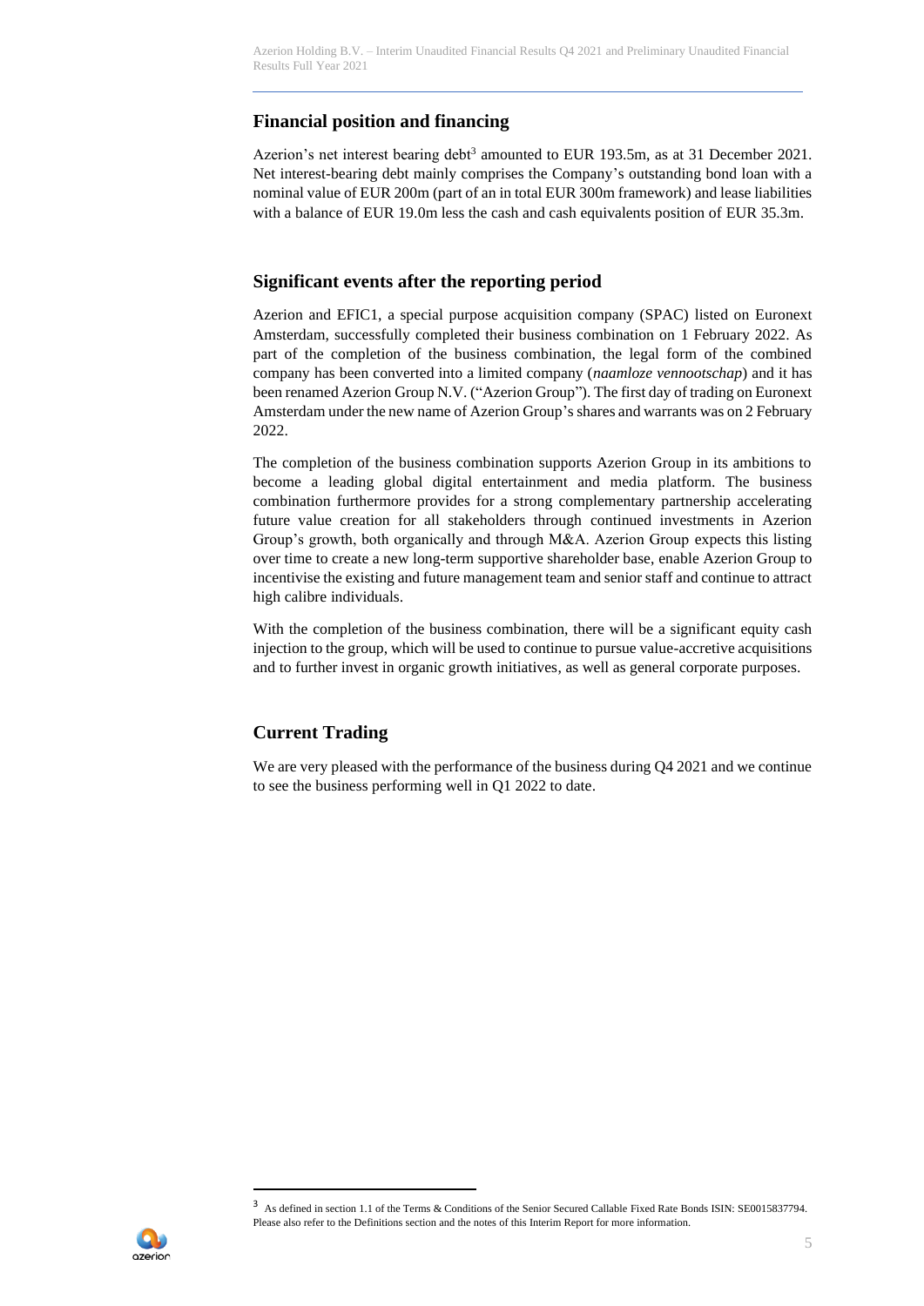## Financial position and financing

Azerion's net interest bearing debt[3] amounted to EUR 193.5m, as at 31 December 2021. Net interest-bearing debt mainly comprises the Company's outstanding bond loan with a nominal value of EUR 200m (part of an in total EUR 300m framework) and lease liabilities with a balance of EUR 19.0m less the cash and cash equivalents position of EUR 35.3m.

## Significant events after the reporting period

Azerion and EFIC1, a special purpose acquisition company (SPAC) listed on Euronext Amsterdam, successfully completed their business combination on 1 February 2022. As part of the completion of the business combination, the legal form of the combined company has been converted into a limited company (*naamloze vennootschap*) and it has been renamed Azerion Group N.V. ("Azerion Group"). The first day of trading on Euronext Amsterdam under the new name of Azerion Group's shares and warrants was on 2 February 2022.

The completion of the business combination supports Azerion Group in its ambitions to become a leading global digital entertainment and media platform. The business combination furthermore provides for a strong complementary partnership accelerating future value creation for all stakeholders through continued investments in Azerion Group's growth, both organically and through M&A. Azerion Group expects this listing over time to create a new long-term supportive shareholder base, enable Azerion Group to incentivise the existing and future management team and senior staff and continue to attract high calibre individuals.

With the completion of the business combination, there will be a significant equity cash injection to the group, which will be used to continue to pursue value-accretive acquisitions and to further invest in organic growth initiatives, as well as general corporate purposes.

## Current Trading

We are very pleased with the performance of the business during Q4 2021 and we continue to see the business performing well in Q1 2022 to date.

---

[3] As defined in section 1.1 of the Terms & Conditions of the Senior Secured Callable Fixed Rate Bonds ISIN: SE0015837794. Please also refer to the Definitions section and the notes of this Interim Report for more information.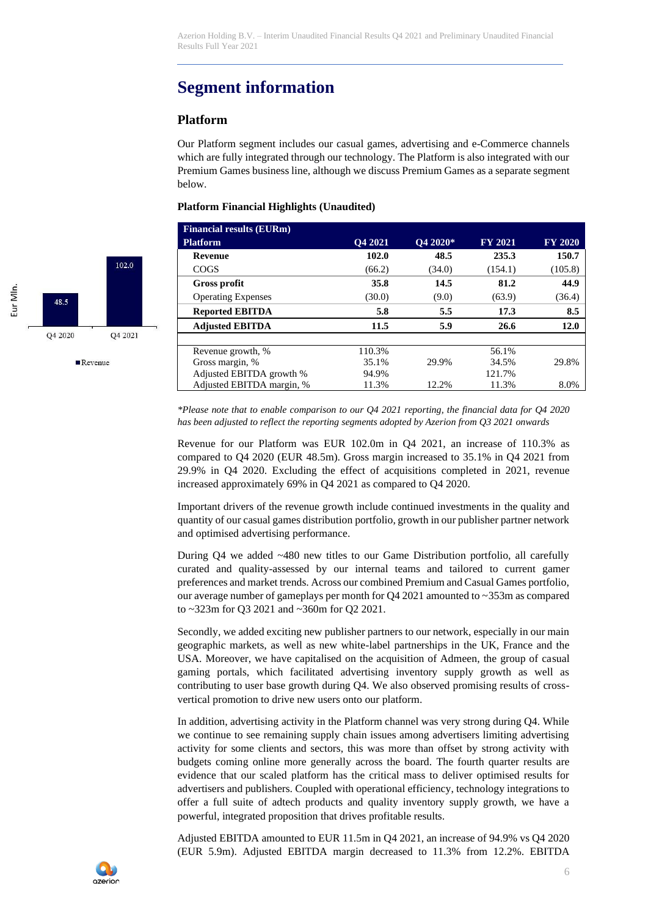# Segment information

## Platform

Our Platform segment includes our casual games, advertising and e-Commerce channels which are fully integrated through our technology. The Platform is also integrated with our Premium Games business line, although we discuss Premium Games as a separate segment below.

**Platform Financial Highlights (Unaudited)**

| Financial results (EURm) Platform | Q4 2021 | Q4 2020* | FY 2021 | FY 2020 |
|---|---|---|---|---|
| **Revenue** | **102.0** | **48.5** | **235.3** | **150.7** |
| COGS | (66.2) | (34.0) | (154.1) | (105.8) |
| **Gross profit** | **35.8** | **14.5** | **81.2** | **44.9** |
| Operating Expenses | (30.0) | (9.0) | (63.9) | (36.4) |
| **Reported EBITDA** | **5.8** | **5.5** | **17.3** | **8.5** |
| **Adjusted EBITDA** | **11.5** | **5.9** | **26.6** | **12.0** |
| | | | | |
| Revenue growth, % | 110.3% | | 56.1% | |
| Gross margin, % | 35.1% | 29.9% | 34.5% | 29.8% |
| Adjusted EBITDA growth % | 94.9% | | 121.7% | |
| Adjusted EBITDA margin, % | 11.3% | 12.2% | 11.3% | 8.0% |

*\*Please note that to enable comparison to our Q4 2021 reporting, the financial data for Q4 2020 has been adjusted to reflect the reporting segments adopted by Azerion from Q3 2021 onwards*

Revenue for our Platform was EUR 102.0m in Q4 2021, an increase of 110.3% as compared to Q4 2020 (EUR 48.5m). Gross margin increased to 35.1% in Q4 2021 from 29.9% in Q4 2020. Excluding the effect of acquisitions completed in 2021, revenue increased approximately 69% in Q4 2021 as compared to Q4 2020.

Important drivers of the revenue growth include continued investments in the quality and quantity of our casual games distribution portfolio, growth in our publisher partner network and optimised advertising performance.

During Q4 we added ~480 new titles to our Game Distribution portfolio, all carefully curated and quality-assessed by our internal teams and tailored to current gamer preferences and market trends. Across our combined Premium and Casual Games portfolio, our average number of gameplays per month for Q4 2021 amounted to ~353m as compared to ~323m for Q3 2021 and ~360m for Q2 2021.

Secondly, we added exciting new publisher partners to our network, especially in our main geographic markets, as well as new white-label partnerships in the UK, France and the USA. Moreover, we have capitalised on the acquisition of Admeen, the group of casual gaming portals, which facilitated advertising inventory supply growth as well as contributing to user base growth during Q4. We also observed promising results of cross-vertical promotion to drive new users onto our platform.

In addition, advertising activity in the Platform channel was very strong during Q4. While we continue to see remaining supply chain issues among advertisers limiting advertising activity for some clients and sectors, this was more than offset by strong activity with budgets coming online more generally across the board. The fourth quarter results are evidence that our scaled platform has the critical mass to deliver optimised results for advertisers and publishers. Coupled with operational efficiency, technology integrations to offer a full suite of adtech products and quality inventory supply growth, we have a powerful, integrated proposition that drives profitable results.

Adjusted EBITDA amounted to EUR 11.5m in Q4 2021, an increase of 94.9% vs Q4 2020 (EUR 5.9m). Adjusted EBITDA margin decreased to 11.3% from 12.2%. EBITDA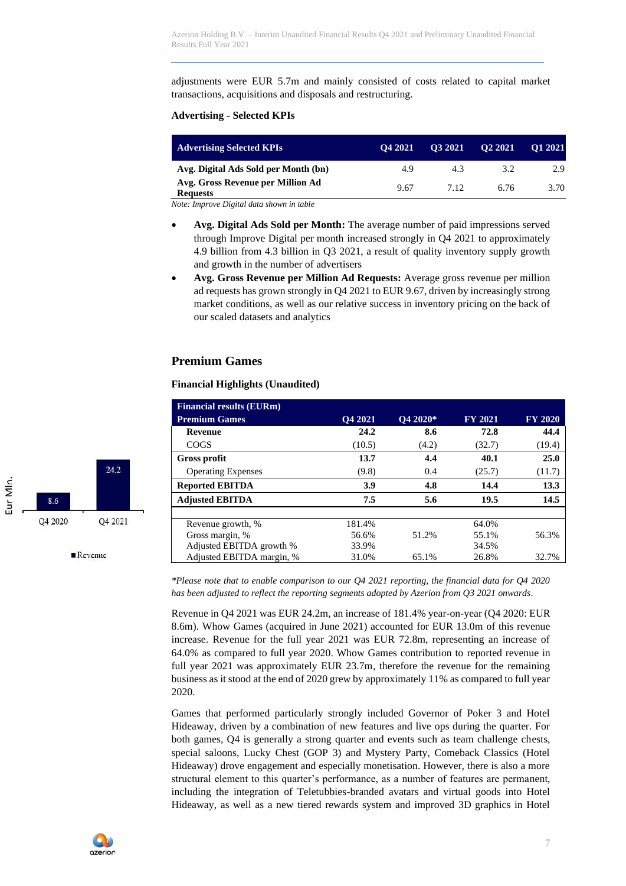adjustments were EUR 5.7m and mainly consisted of costs related to capital market transactions, acquisitions and disposals and restructuring.

### Advertising - Selected KPIs

| Advertising Selected KPIs | Q4 2021 | Q3 2021 | Q2 2021 | Q1 2021 |
|---|---|---|---|---|
| **Avg. Digital Ads Sold per Month (bn)** | 4.9 | 4.3 | 3.2 | 2.9 |
| **Avg. Gross Revenue per Million Ad Requests** | 9.67 | 7.12 | 6.76 | 3.70 |

*Note: Improve Digital data shown in table*

- **Avg. Digital Ads Sold per Month:** The average number of paid impressions served through Improve Digital per month increased strongly in Q4 2021 to approximately 4.9 billion from 4.3 billion in Q3 2021, a result of quality inventory supply growth and growth in the number of advertisers
- **Avg. Gross Revenue per Million Ad Requests:** Average gross revenue per million ad requests has grown strongly in Q4 2021 to EUR 9.67, driven by increasingly strong market conditions, as well as our relative success in inventory pricing on the back of our scaled datasets and analytics

## Premium Games

### Financial Highlights (Unaudited)

| Financial results (EURm) Premium Games | Q4 2021 | Q4 2020* | FY 2021 | FY 2020 |
|---|---|---|---|---|
| **Revenue** | **24.2** | **8.6** | **72.8** | **44.4** |
| COGS | (10.5) | (4.2) | (32.7) | (19.4) |
| **Gross profit** | **13.7** | **4.4** | **40.1** | **25.0** |
| Operating Expenses | (9.8) | 0.4 | (25.7) | (11.7) |
| **Reported EBITDA** | **3.9** | **4.8** | **14.4** | **13.3** |
| **Adjusted EBITDA** | **7.5** | **5.6** | **19.5** | **14.5** |
| | | | | |
| Revenue growth, % | 181.4% | | 64.0% | |
| Gross margin, % | 56.6% | 51.2% | 55.1% | 56.3% |
| Adjusted EBITDA growth % | 33.9% | | 34.5% | |
| Adjusted EBITDA margin, % | 31.0% | 65.1% | 26.8% | 32.7% |

Eur Mln.

| | Q4 2020 | Q4 2021 |
|---|---|---|
| Revenue | 8.6 | 24.2 |

*\*Please note that to enable comparison to our Q4 2021 reporting, the financial data for Q4 2020 has been adjusted to reflect the reporting segments adopted by Azerion from Q3 2021 onwards.*

Revenue in Q4 2021 was EUR 24.2m, an increase of 181.4% year-on-year (Q4 2020: EUR 8.6m). Whow Games (acquired in June 2021) accounted for EUR 13.0m of this revenue increase. Revenue for the full year 2021 was EUR 72.8m, representing an increase of 64.0% as compared to full year 2020. Whow Games contribution to reported revenue in full year 2021 was approximately EUR 23.7m, therefore the revenue for the remaining business as it stood at the end of 2020 grew by approximately 11% as compared to full year 2020.

Games that performed particularly strongly included Governor of Poker 3 and Hotel Hideaway, driven by a combination of new features and live ops during the quarter. For both games, Q4 is generally a strong quarter and events such as team challenge chests, special saloons, Lucky Chest (GOP 3) and Mystery Party, Comeback Classics (Hotel Hideaway) drove engagement and especially monetisation. However, there is also a more structural element to this quarter's performance, as a number of features are permanent, including the integration of Teletubbies-branded avatars and virtual goods into Hotel Hideaway, as well as a new tiered rewards system and improved 3D graphics in Hotel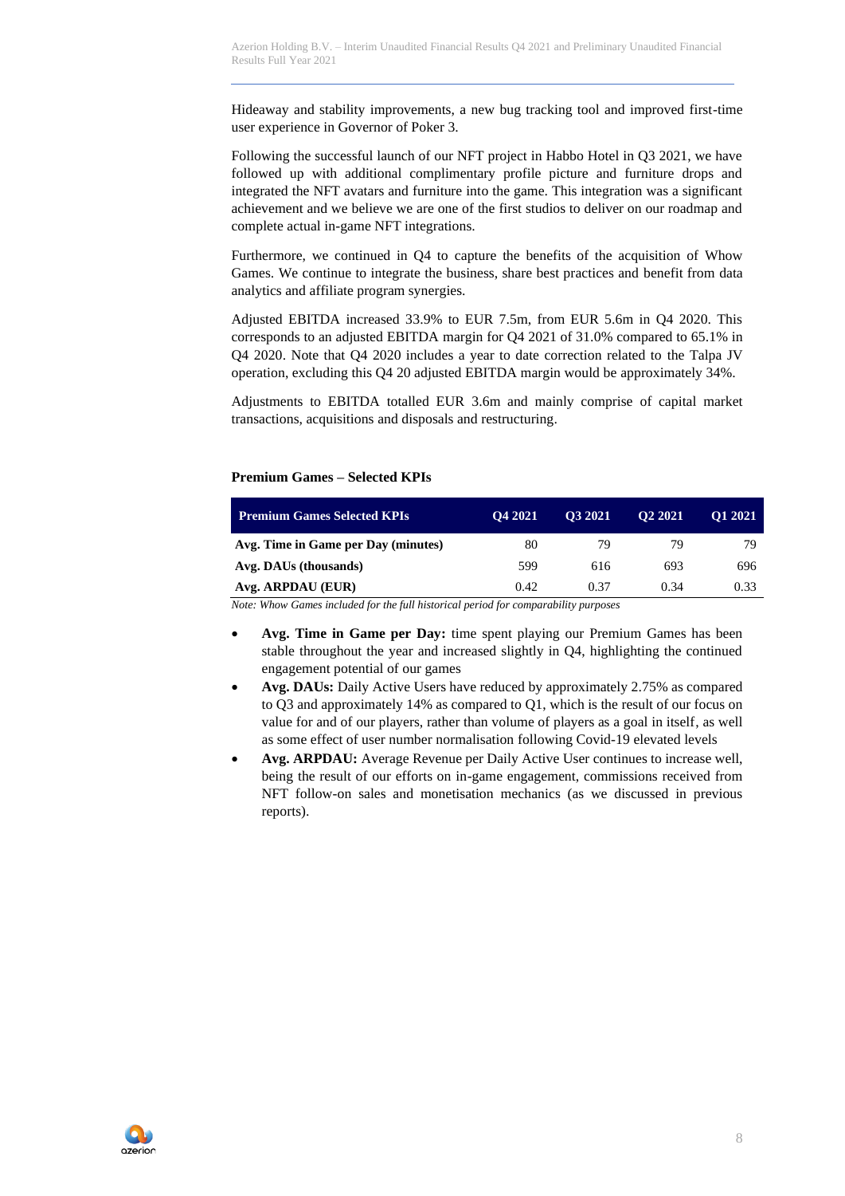Hideaway and stability improvements, a new bug tracking tool and improved first-time user experience in Governor of Poker 3.

Following the successful launch of our NFT project in Habbo Hotel in Q3 2021, we have followed up with additional complimentary profile picture and furniture drops and integrated the NFT avatars and furniture into the game. This integration was a significant achievement and we believe we are one of the first studios to deliver on our roadmap and complete actual in-game NFT integrations.

Furthermore, we continued in Q4 to capture the benefits of the acquisition of Whow Games. We continue to integrate the business, share best practices and benefit from data analytics and affiliate program synergies.

Adjusted EBITDA increased 33.9% to EUR 7.5m, from EUR 5.6m in Q4 2020. This corresponds to an adjusted EBITDA margin for Q4 2021 of 31.0% compared to 65.1% in Q4 2020. Note that Q4 2020 includes a year to date correction related to the Talpa JV operation, excluding this Q4 20 adjusted EBITDA margin would be approximately 34%.

Adjustments to EBITDA totalled EUR 3.6m and mainly comprise of capital market transactions, acquisitions and disposals and restructuring.

**Premium Games – Selected KPIs**

| Premium Games Selected KPIs | Q4 2021 | Q3 2021 | Q2 2021 | Q1 2021 |
|---|---|---|---|---|
| **Avg. Time in Game per Day (minutes)** | 80 | 79 | 79 | 79 |
| **Avg. DAUs (thousands)** | 599 | 616 | 693 | 696 |
| **Avg. ARPDAU (EUR)** | 0.42 | 0.37 | 0.34 | 0.33 |

*Note: Whow Games included for the full historical period for comparability purposes*

- **Avg. Time in Game per Day:** time spent playing our Premium Games has been stable throughout the year and increased slightly in Q4, highlighting the continued engagement potential of our games
- **Avg. DAUs:** Daily Active Users have reduced by approximately 2.75% as compared to Q3 and approximately 14% as compared to Q1, which is the result of our focus on value for and of our players, rather than volume of players as a goal in itself, as well as some effect of user number normalisation following Covid-19 elevated levels
- **Avg. ARPDAU:** Average Revenue per Daily Active User continues to increase well, being the result of our efforts on in-game engagement, commissions received from NFT follow-on sales and monetisation mechanics (as we discussed in previous reports).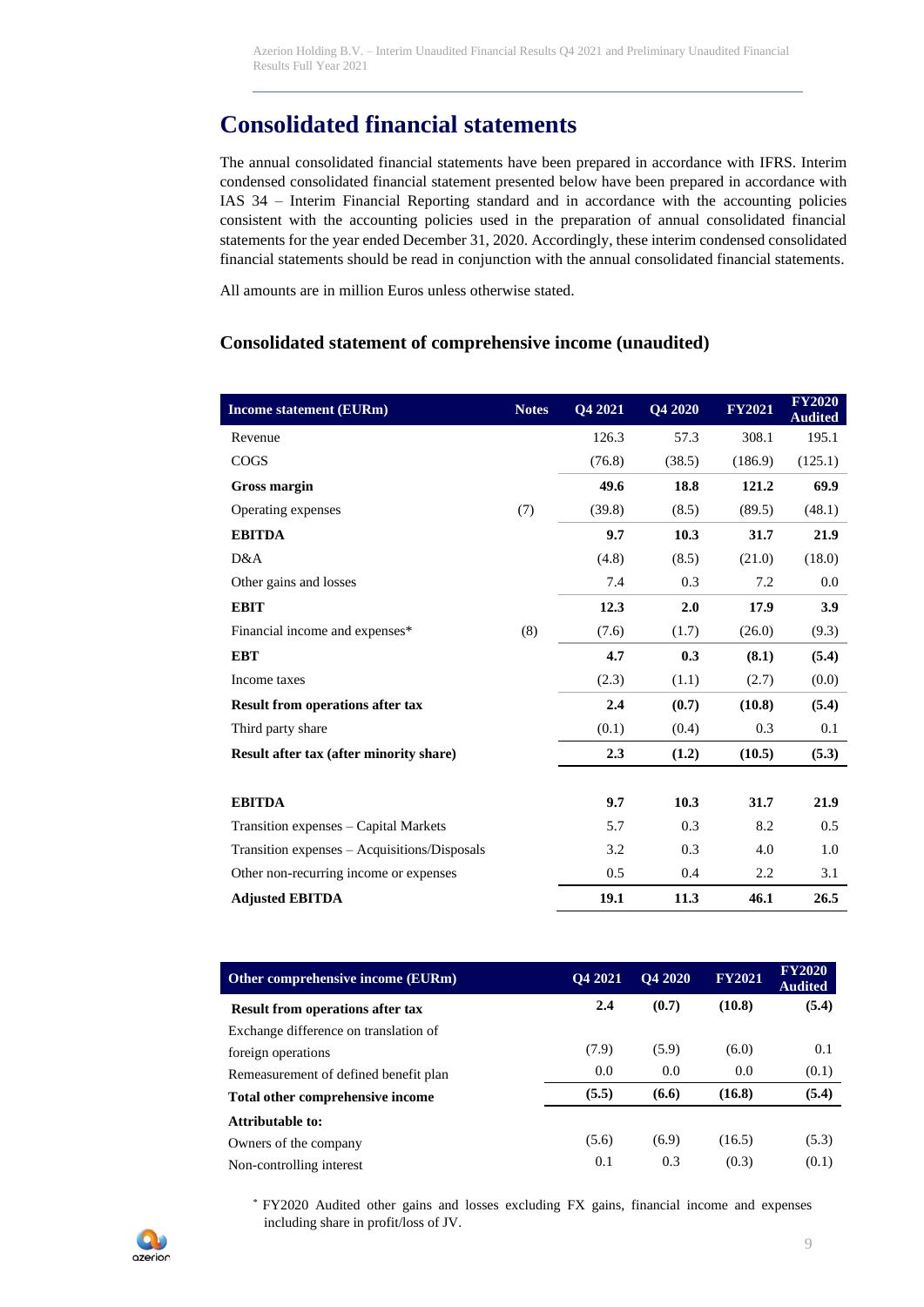# Consolidated financial statements

The annual consolidated financial statements have been prepared in accordance with IFRS. Interim condensed consolidated financial statement presented below have been prepared in accordance with IAS 34 – Interim Financial Reporting standard and in accordance with the accounting policies consistent with the accounting policies used in the preparation of annual consolidated financial statements for the year ended December 31, 2020. Accordingly, these interim condensed consolidated financial statements should be read in conjunction with the annual consolidated financial statements.

All amounts are in million Euros unless otherwise stated.

## Consolidated statement of comprehensive income (unaudited)

| Income statement (EURm) | Notes | Q4 2021 | Q4 2020 | FY2021 | FY2020 Audited |
|---|---|---|---|---|---|
| Revenue | | 126.3 | 57.3 | 308.1 | 195.1 |
| COGS | | (76.8) | (38.5) | (186.9) | (125.1) |
| **Gross margin** | | **49.6** | **18.8** | **121.2** | **69.9** |
| Operating expenses | (7) | (39.8) | (8.5) | (89.5) | (48.1) |
| **EBITDA** | | **9.7** | **10.3** | **31.7** | **21.9** |
| D&A | | (4.8) | (8.5) | (21.0) | (18.0) |
| Other gains and losses | | 7.4 | 0.3 | 7.2 | 0.0 |
| **EBIT** | | **12.3** | **2.0** | **17.9** | **3.9** |
| Financial income and expenses* | (8) | (7.6) | (1.7) | (26.0) | (9.3) |
| **EBT** | | **4.7** | **0.3** | **(8.1)** | **(5.4)** |
| Income taxes | | (2.3) | (1.1) | (2.7) | (0.0) |
| **Result from operations after tax** | | **2.4** | **(0.7)** | **(10.8)** | **(5.4)** |
| Third party share | | (0.1) | (0.4) | 0.3 | 0.1 |
| **Result after tax (after minority share)** | | **2.3** | **(1.2)** | **(10.5)** | **(5.3)** |
| | | | | | |
| **EBITDA** | | **9.7** | **10.3** | **31.7** | **21.9** |
| Transition expenses – Capital Markets | | 5.7 | 0.3 | 8.2 | 0.5 |
| Transition expenses – Acquisitions/Disposals | | 3.2 | 0.3 | 4.0 | 1.0 |
| Other non-recurring income or expenses | | 0.5 | 0.4 | 2.2 | 3.1 |
| **Adjusted EBITDA** | | **19.1** | **11.3** | **46.1** | **26.5** |

| Other comprehensive income (EURm) | Q4 2021 | Q4 2020 | FY2021 | FY2020 Audited |
|---|---|---|---|---|
| **Result from operations after tax** | **2.4** | **(0.7)** | **(10.8)** | **(5.4)** |
| Exchange difference on translation of foreign operations | (7.9) | (5.9) | (6.0) | 0.1 |
| Remeasurement of defined benefit plan | 0.0 | 0.0 | 0.0 | (0.1) |
| **Total other comprehensive income** | **(5.5)** | **(6.6)** | **(16.8)** | **(5.4)** |
| **Attributable to:** | | | | |
| Owners of the company | (5.6) | (6.9) | (16.5) | (5.3) |
| Non-controlling interest | 0.1 | 0.3 | (0.3) | (0.1) |

\* FY2020 Audited other gains and losses excluding FX gains, financial income and expenses including share in profit/loss of JV.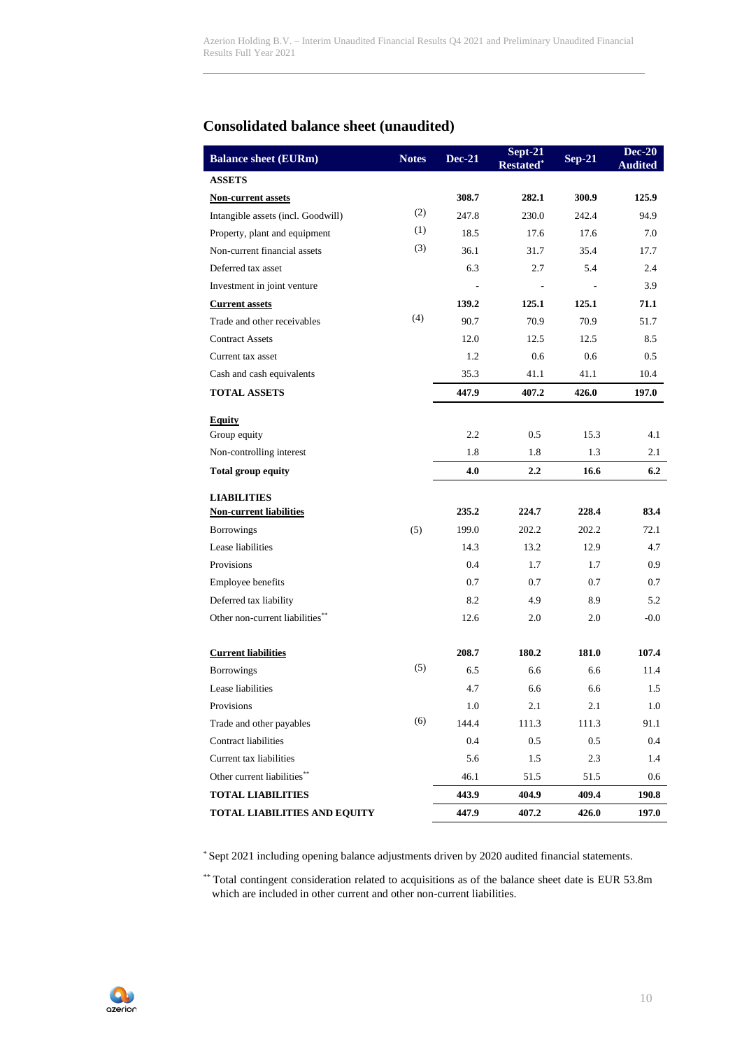## Consolidated balance sheet (unaudited)

| Balance sheet (EURm) | Notes | Dec-21 | Sept-21 Restated* | Sep-21 | Dec-20 Audited |
|---|---|---|---|---|---|
| **ASSETS** | | | | | |
| **Non-current assets** | | **308.7** | **282.1** | **300.9** | **125.9** |
| Intangible assets (incl. Goodwill) | (2) | 247.8 | 230.0 | 242.4 | 94.9 |
| Property, plant and equipment | (1) | 18.5 | 17.6 | 17.6 | 7.0 |
| Non-current financial assets | (3) | 36.1 | 31.7 | 35.4 | 17.7 |
| Deferred tax asset | | 6.3 | 2.7 | 5.4 | 2.4 |
| Investment in joint venture | | - | - | - | 3.9 |
| **Current assets** | | **139.2** | **125.1** | **125.1** | **71.1** |
| Trade and other receivables | (4) | 90.7 | 70.9 | 70.9 | 51.7 |
| Contract Assets | | 12.0 | 12.5 | 12.5 | 8.5 |
| Current tax asset | | 1.2 | 0.6 | 0.6 | 0.5 |
| Cash and cash equivalents | | 35.3 | 41.1 | 41.1 | 10.4 |
| **TOTAL ASSETS** | | **447.9** | **407.2** | **426.0** | **197.0** |
| **Equity** | | | | | |
| Group equity | | 2.2 | 0.5 | 15.3 | 4.1 |
| Non-controlling interest | | 1.8 | 1.8 | 1.3 | 2.1 |
| **Total group equity** | | **4.0** | **2.2** | **16.6** | **6.2** |
| **LIABILITIES** | | | | | |
| **Non-current liabilities** | | **235.2** | **224.7** | **228.4** | **83.4** |
| Borrowings | (5) | 199.0 | 202.2 | 202.2 | 72.1 |
| Lease liabilities | | 14.3 | 13.2 | 12.9 | 4.7 |
| Provisions | | 0.4 | 1.7 | 1.7 | 0.9 |
| Employee benefits | | 0.7 | 0.7 | 0.7 | 0.7 |
| Deferred tax liability | | 8.2 | 4.9 | 8.9 | 5.2 |
| Other non-current liabilities** | | 12.6 | 2.0 | 2.0 | -0.0 |
| **Current liabilities** | | **208.7** | **180.2** | **181.0** | **107.4** |
| Borrowings | (5) | 6.5 | 6.6 | 6.6 | 11.4 |
| Lease liabilities | | 4.7 | 6.6 | 6.6 | 1.5 |
| Provisions | | 1.0 | 2.1 | 2.1 | 1.0 |
| Trade and other payables | (6) | 144.4 | 111.3 | 111.3 | 91.1 |
| Contract liabilities | | 0.4 | 0.5 | 0.5 | 0.4 |
| Current tax liabilities | | 5.6 | 1.5 | 2.3 | 1.4 |
| Other current liabilities** | | 46.1 | 51.5 | 51.5 | 0.6 |
| **TOTAL LIABILITIES** | | **443.9** | **404.9** | **409.4** | **190.8** |
| **TOTAL LIABILITIES AND EQUITY** | | **447.9** | **407.2** | **426.0** | **197.0** |

\* Sept 2021 including opening balance adjustments driven by 2020 audited financial statements.

\*\* Total contingent consideration related to acquisitions as of the balance sheet date is EUR 53.8m which are included in other current and other non-current liabilities.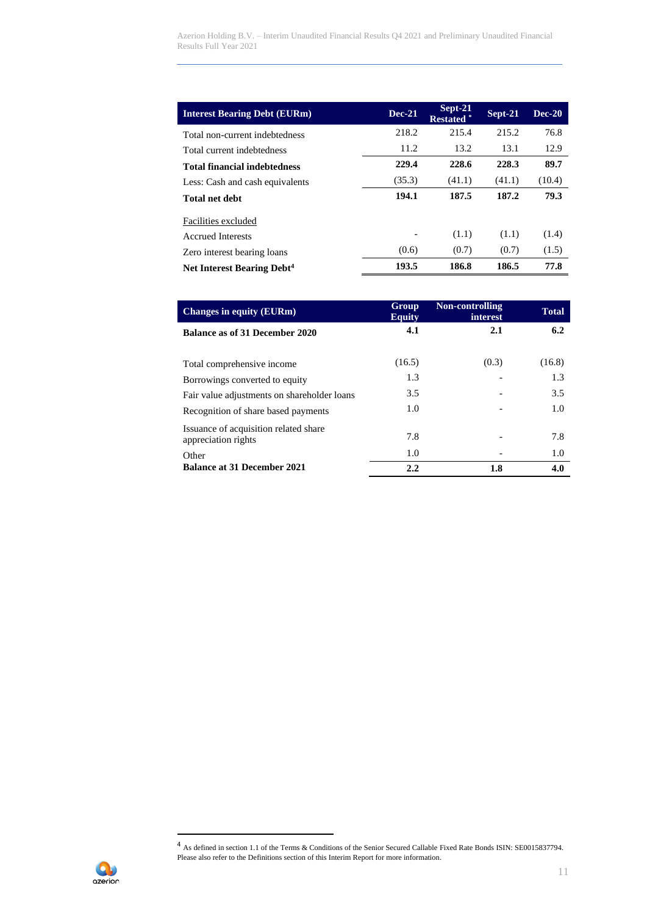| Interest Bearing Debt (EURm) | Dec-21 | Sept-21 Restated * | Sept-21 | Dec-20 |
|---|---|---|---|---|
| Total non-current indebtedness | 218.2 | 215.4 | 215.2 | 76.8 |
| Total current indebtedness | 11.2 | 13.2 | 13.1 | 12.9 |
| **Total financial indebtedness** | **229.4** | **228.6** | **228.3** | **89.7** |
| Less: Cash and cash equivalents | (35.3) | (41.1) | (41.1) | (10.4) |
| **Total net debt** | **194.1** | **187.5** | **187.2** | **79.3** |
| Facilities excluded | | | | |
| Accrued Interests | - | (1.1) | (1.1) | (1.4) |
| Zero interest bearing loans | (0.6) | (0.7) | (0.7) | (1.5) |
| **Net Interest Bearing Debt[4]** | **193.5** | **186.8** | **186.5** | **77.8** |

| Changes in equity (EURm) | Group Equity | Non-controlling interest | Total |
|---|---|---|---|
| **Balance as of 31 December 2020** | **4.1** | **2.1** | **6.2** |
| Total comprehensive income | (16.5) | (0.3) | (16.8) |
| Borrowings converted to equity | 1.3 | - | 1.3 |
| Fair value adjustments on shareholder loans | 3.5 | - | 3.5 |
| Recognition of share based payments | 1.0 | - | 1.0 |
| Issuance of acquisition related share appreciation rights | 7.8 | - | 7.8 |
| Other | 1.0 | - | 1.0 |
| **Balance at 31 December 2021** | **2.2** | **1.8** | **4.0** |

[4] As defined in section 1.1 of the Terms & Conditions of the Senior Secured Callable Fixed Rate Bonds ISIN: SE0015837794. Please also refer to the Definitions section of this Interim Report for more information.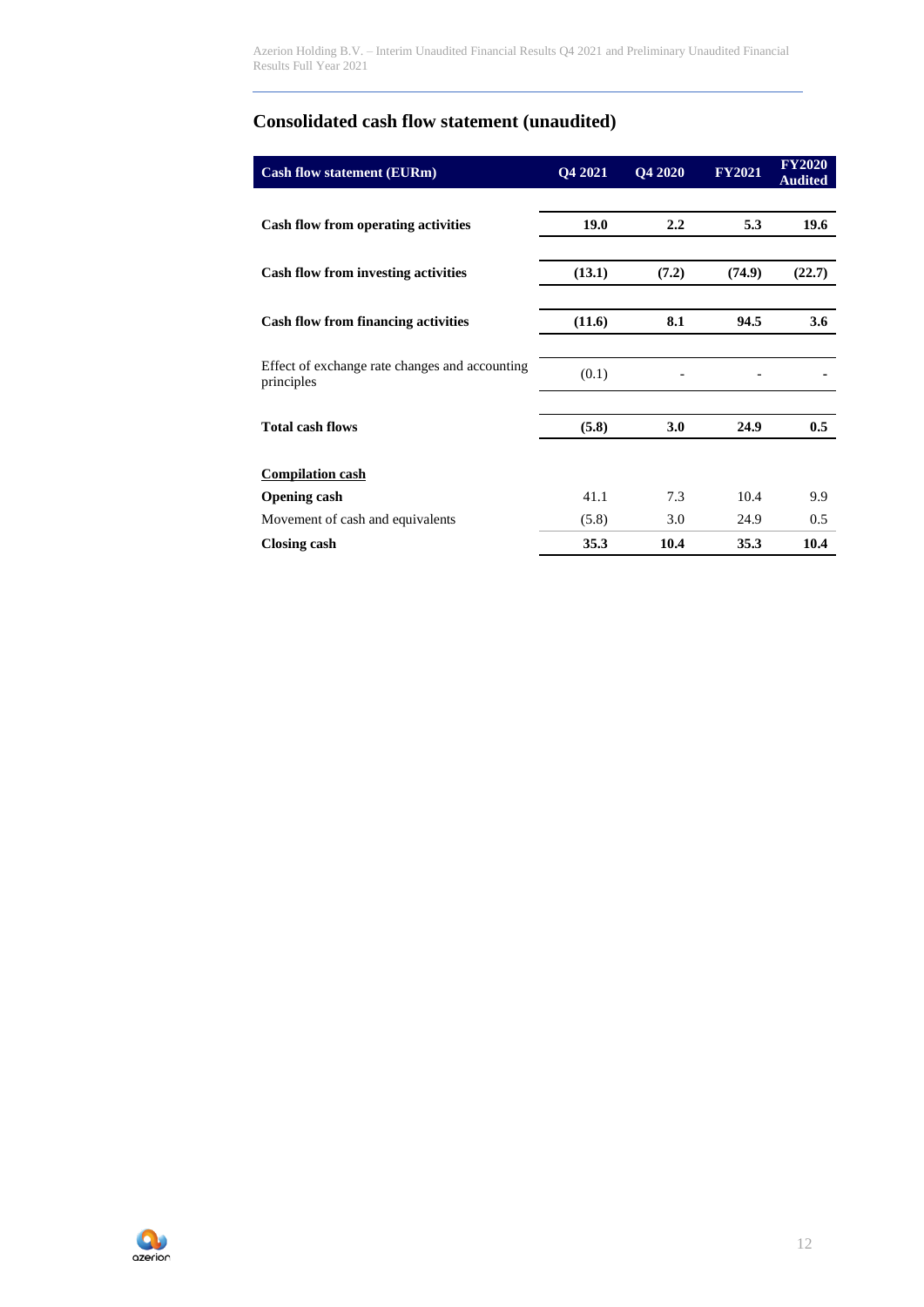## Consolidated cash flow statement (unaudited)

| Cash flow statement (EURm) | Q4 2021 | Q4 2020 | FY2021 | FY2020 Audited |
|---|---|---|---|---|
| **Cash flow from operating activities** | **19.0** | **2.2** | **5.3** | **19.6** |
| **Cash flow from investing activities** | **(13.1)** | **(7.2)** | **(74.9)** | **(22.7)** |
| **Cash flow from financing activities** | **(11.6)** | **8.1** | **94.5** | **3.6** |
| Effect of exchange rate changes and accounting principles | (0.1) | - | - | - |
| **Total cash flows** | **(5.8)** | **3.0** | **24.9** | **0.5** |
| **<u>Compilation cash</u>** | | | | |
| **Opening cash** | 41.1 | 7.3 | 10.4 | 9.9 |
| Movement of cash and equivalents | (5.8) | 3.0 | 24.9 | 0.5 |
| **Closing cash** | **35.3** | **10.4** | **35.3** | **10.4** |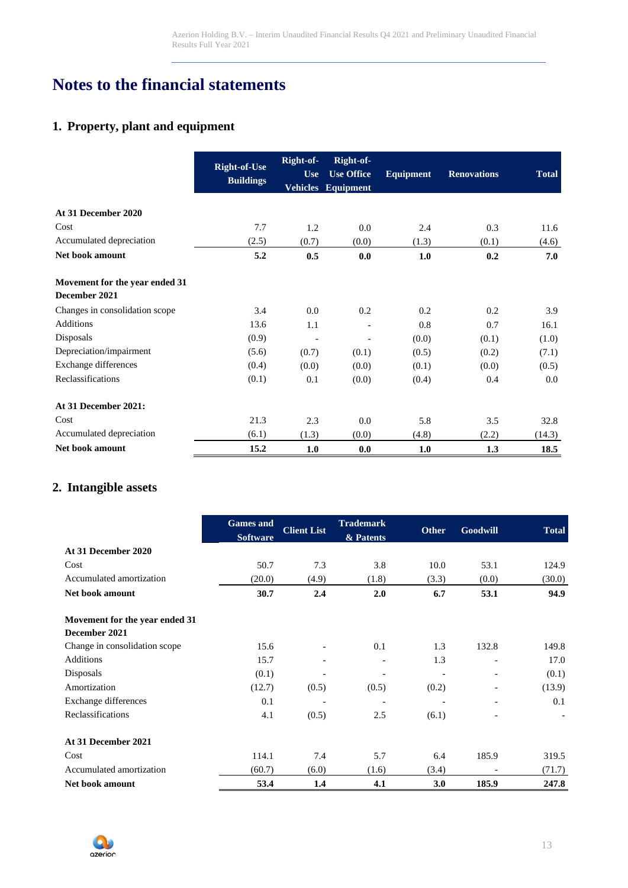# Notes to the financial statements

## 1. Property, plant and equipment

| | Right-of-Use Buildings | Right-of-Use Vehicles | Right-of-Use Office Equipment | Equipment | Renovations | Total |
|---|---|---|---|---|---|---|
| **At 31 December 2020** | | | | | | |
| Cost | 7.7 | 1.2 | 0.0 | 2.4 | 0.3 | 11.6 |
| Accumulated depreciation | (2.5) | (0.7) | (0.0) | (1.3) | (0.1) | (4.6) |
| **Net book amount** | **5.2** | **0.5** | **0.0** | **1.0** | **0.2** | **7.0** |
| **Movement for the year ended 31 December 2021** | | | | | | |
| Changes in consolidation scope | 3.4 | 0.0 | 0.2 | 0.2 | 0.2 | 3.9 |
| Additions | 13.6 | 1.1 | - | 0.8 | 0.7 | 16.1 |
| Disposals | (0.9) | - | - | (0.0) | (0.1) | (1.0) |
| Depreciation/impairment | (5.6) | (0.7) | (0.1) | (0.5) | (0.2) | (7.1) |
| Exchange differences | (0.4) | (0.0) | (0.0) | (0.1) | (0.0) | (0.5) |
| Reclassifications | (0.1) | 0.1 | (0.0) | (0.4) | 0.4 | 0.0 |
| **At 31 December 2021:** | | | | | | |
| Cost | 21.3 | 2.3 | 0.0 | 5.8 | 3.5 | 32.8 |
| Accumulated depreciation | (6.1) | (1.3) | (0.0) | (4.8) | (2.2) | (14.3) |
| **Net book amount** | **15.2** | **1.0** | **0.0** | **1.0** | **1.3** | **18.5** |

## 2. Intangible assets

| | Games and Software | Client List | Trademark & Patents | Other | Goodwill | Total |
|---|---|---|---|---|---|---|
| **At 31 December 2020** | | | | | | |
| Cost | 50.7 | 7.3 | 3.8 | 10.0 | 53.1 | 124.9 |
| Accumulated amortization | (20.0) | (4.9) | (1.8) | (3.3) | (0.0) | (30.0) |
| **Net book amount** | **30.7** | **2.4** | **2.0** | **6.7** | **53.1** | **94.9** |
| **Movement for the year ended 31 December 2021** | | | | | | |
| Change in consolidation scope | 15.6 | - | 0.1 | 1.3 | 132.8 | 149.8 |
| Additions | 15.7 | - | - | 1.3 | - | 17.0 |
| Disposals | (0.1) | - | - | - | - | (0.1) |
| Amortization | (12.7) | (0.5) | (0.5) | (0.2) | - | (13.9) |
| Exchange differences | 0.1 | - | - | - | - | 0.1 |
| Reclassifications | 4.1 | (0.5) | 2.5 | (6.1) | - | - |
| **At 31 December 2021** | | | | | | |
| Cost | 114.1 | 7.4 | 5.7 | 6.4 | 185.9 | 319.5 |
| Accumulated amortization | (60.7) | (6.0) | (1.6) | (3.4) | - | (71.7) |
| **Net book amount** | **53.4** | **1.4** | **4.1** | **3.0** | **185.9** | **247.8** |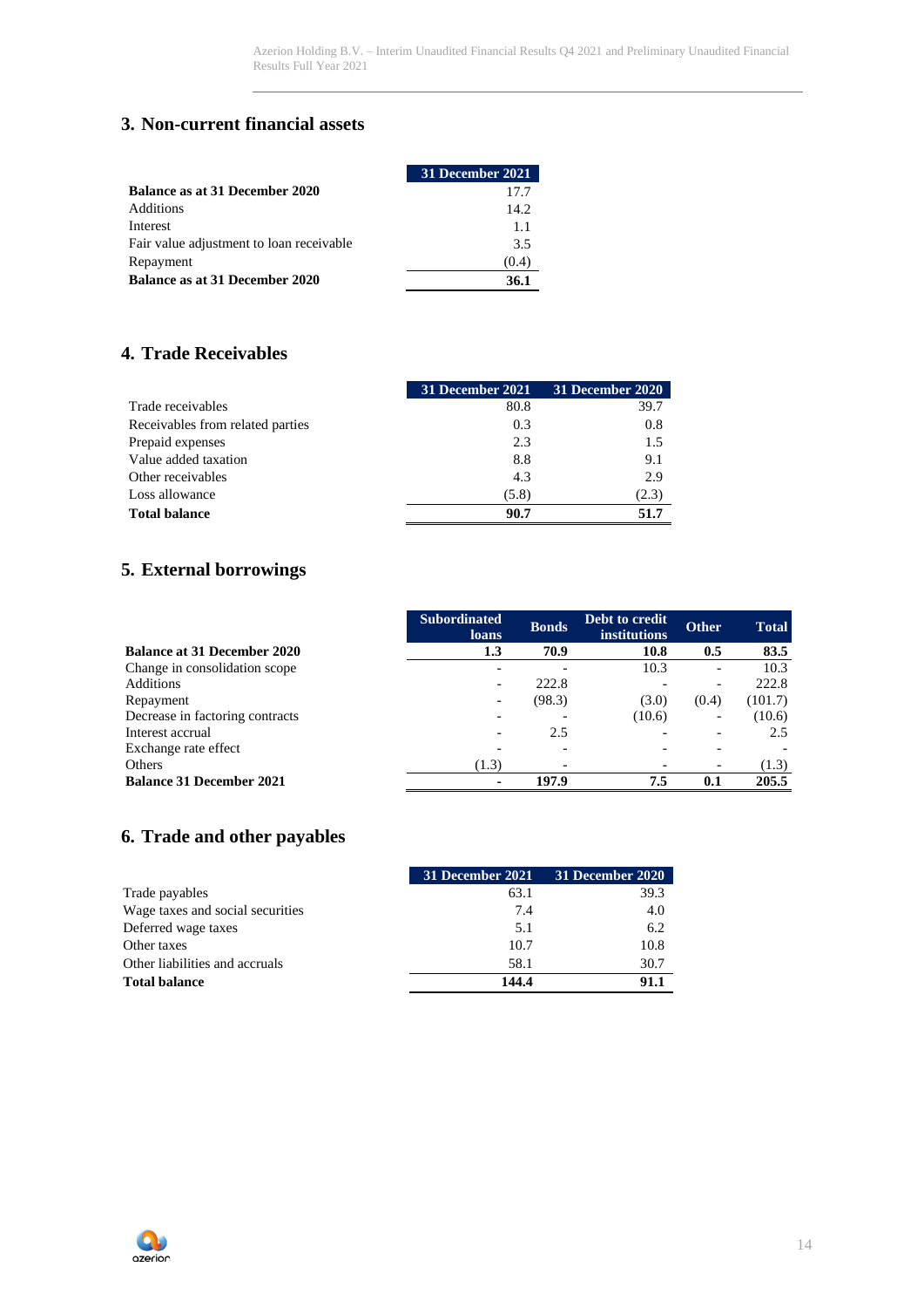## 3. Non-current financial assets

| | 31 December 2021 |
|---|---|
| **Balance as at 31 December 2020** | 17.7 |
| Additions | 14.2 |
| Interest | 1.1 |
| Fair value adjustment to loan receivable | 3.5 |
| Repayment | (0.4) |
| **Balance as at 31 December 2020** | **36.1** |

## 4. Trade Receivables

| | 31 December 2021 | 31 December 2020 |
|---|---|---|
| Trade receivables | 80.8 | 39.7 |
| Receivables from related parties | 0.3 | 0.8 |
| Prepaid expenses | 2.3 | 1.5 |
| Value added taxation | 8.8 | 9.1 |
| Other receivables | 4.3 | 2.9 |
| Loss allowance | (5.8) | (2.3) |
| **Total balance** | **90.7** | **51.7** |

## 5. External borrowings

| | Subordinated loans | Bonds | Debt to credit institutions | Other | Total |
|---|---|---|---|---|---|
| **Balance at 31 December 2020** | **1.3** | **70.9** | **10.8** | **0.5** | **83.5** |
| Change in consolidation scope | - | - | 10.3 | - | 10.3 |
| Additions | - | 222.8 | - | - | 222.8 |
| Repayment | - | (98.3) | (3.0) | (0.4) | (101.7) |
| Decrease in factoring contracts | - | - | (10.6) | - | (10.6) |
| Interest accrual | - | 2.5 | - | - | 2.5 |
| Exchange rate effect | - | - | - | - | - |
| Others | (1.3) | - | - | - | (1.3) |
| **Balance 31 December 2021** | **-** | **197.9** | **7.5** | **0.1** | **205.5** |

## 6. Trade and other payables

| | 31 December 2021 | 31 December 2020 |
|---|---|---|
| Trade payables | 63.1 | 39.3 |
| Wage taxes and social securities | 7.4 | 4.0 |
| Deferred wage taxes | 5.1 | 6.2 |
| Other taxes | 10.7 | 10.8 |
| Other liabilities and accruals | 58.1 | 30.7 |
| **Total balance** | **144.4** | **91.1** |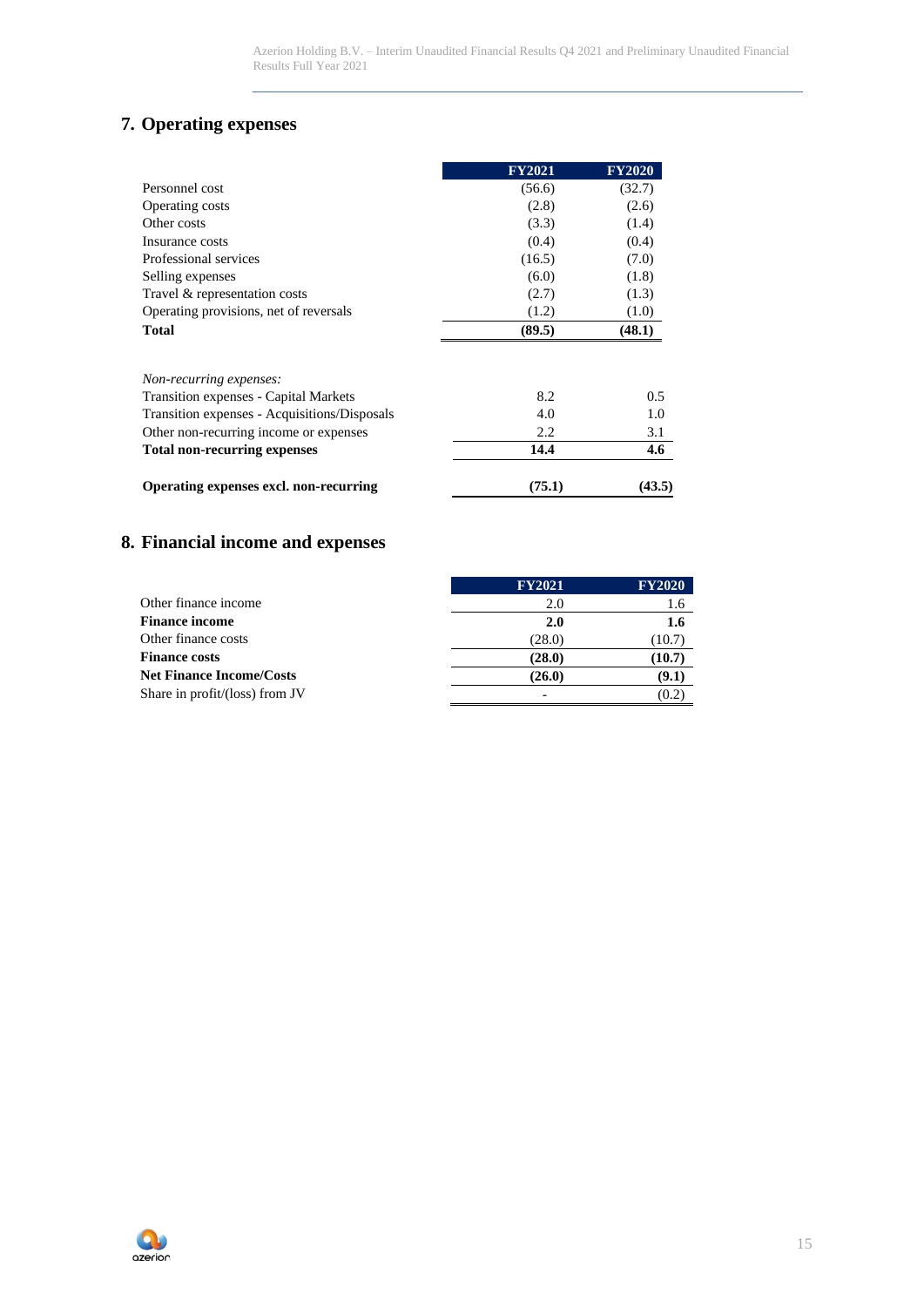## 7. Operating expenses

| | FY2021 | FY2020 |
|---|---|---|
| Personnel cost | (56.6) | (32.7) |
| Operating costs | (2.8) | (2.6) |
| Other costs | (3.3) | (1.4) |
| Insurance costs | (0.4) | (0.4) |
| Professional services | (16.5) | (7.0) |
| Selling expenses | (6.0) | (1.8) |
| Travel & representation costs | (2.7) | (1.3) |
| Operating provisions, net of reversals | (1.2) | (1.0) |
| **Total** | **(89.5)** | **(48.1)** |
| | | |
| *Non-recurring expenses:* | | |
| Transition expenses - Capital Markets | 8.2 | 0.5 |
| Transition expenses - Acquisitions/Disposals | 4.0 | 1.0 |
| Other non-recurring income or expenses | 2.2 | 3.1 |
| **Total non-recurring expenses** | **14.4** | **4.6** |
| | | |
| **Operating expenses excl. non-recurring** | **(75.1)** | **(43.5)** |

## 8. Financial income and expenses

| | FY2021 | FY2020 |
|---|---|---|
| Other finance income | 2.0 | 1.6 |
| **Finance income** | **2.0** | **1.6** |
| Other finance costs | (28.0) | (10.7) |
| **Finance costs** | **(28.0)** | **(10.7)** |
| **Net Finance Income/Costs** | **(26.0)** | **(9.1)** |
| Share in profit/(loss) from JV | - | (0.2) |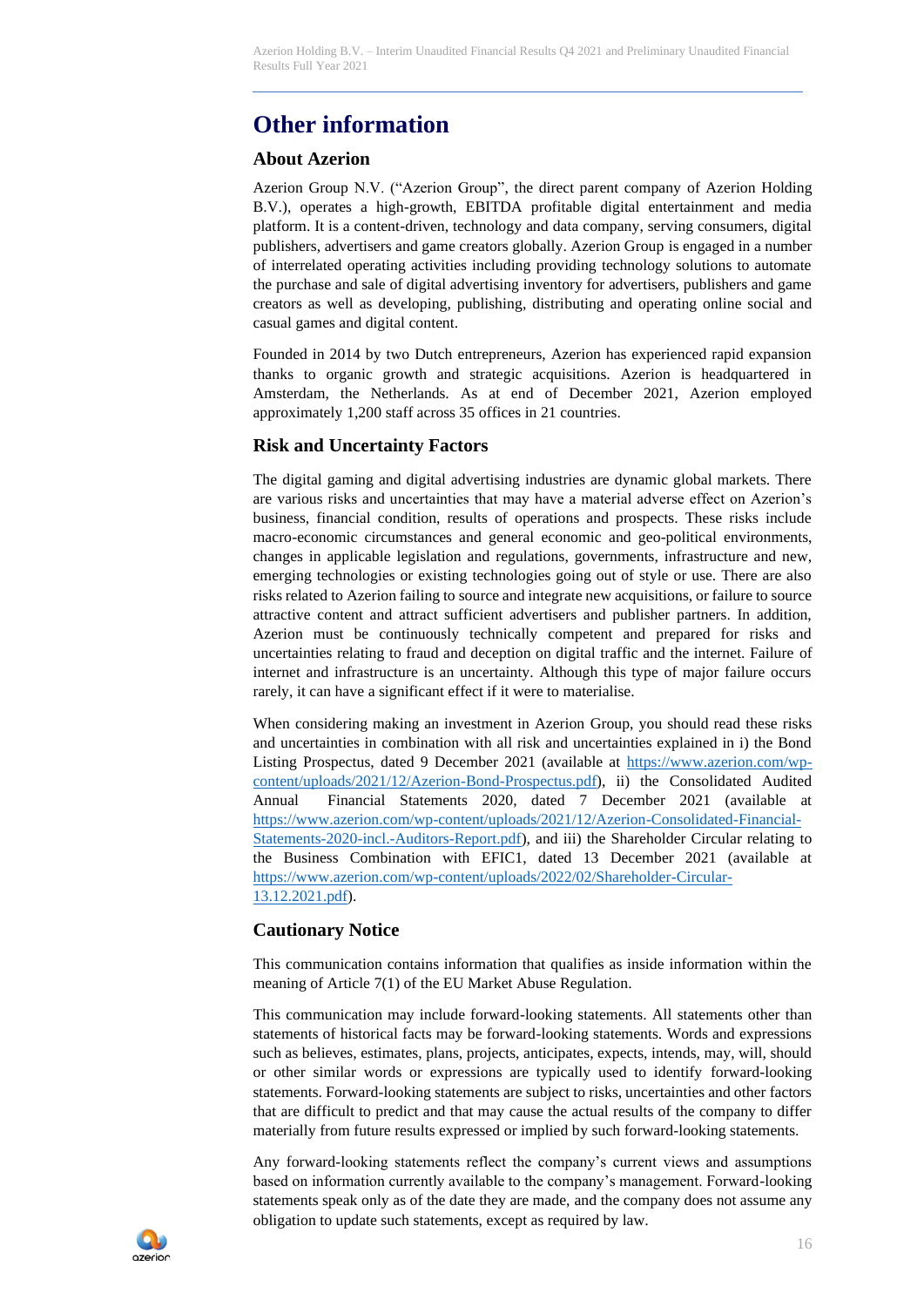# Other information

## About Azerion

Azerion Group N.V. ("Azerion Group", the direct parent company of Azerion Holding B.V.), operates a high-growth, EBITDA profitable digital entertainment and media platform. It is a content-driven, technology and data company, serving consumers, digital publishers, advertisers and game creators globally. Azerion Group is engaged in a number of interrelated operating activities including providing technology solutions to automate the purchase and sale of digital advertising inventory for advertisers, publishers and game creators as well as developing, publishing, distributing and operating online social and casual games and digital content.

Founded in 2014 by two Dutch entrepreneurs, Azerion has experienced rapid expansion thanks to organic growth and strategic acquisitions. Azerion is headquartered in Amsterdam, the Netherlands. As at end of December 2021, Azerion employed approximately 1,200 staff across 35 offices in 21 countries.

## Risk and Uncertainty Factors

The digital gaming and digital advertising industries are dynamic global markets. There are various risks and uncertainties that may have a material adverse effect on Azerion's business, financial condition, results of operations and prospects. These risks include macro-economic circumstances and general economic and geo-political environments, changes in applicable legislation and regulations, governments, infrastructure and new, emerging technologies or existing technologies going out of style or use. There are also risks related to Azerion failing to source and integrate new acquisitions, or failure to source attractive content and attract sufficient advertisers and publisher partners. In addition, Azerion must be continuously technically competent and prepared for risks and uncertainties relating to fraud and deception on digital traffic and the internet. Failure of internet and infrastructure is an uncertainty. Although this type of major failure occurs rarely, it can have a significant effect if it were to materialise.

When considering making an investment in Azerion Group, you should read these risks and uncertainties in combination with all risk and uncertainties explained in i) the Bond Listing Prospectus, dated 9 December 2021 (available at https://www.azerion.com/wp-content/uploads/2021/12/Azerion-Bond-Prospectus.pdf), ii) the Consolidated Audited Annual Financial Statements 2020, dated 7 December 2021 (available at https://www.azerion.com/wp-content/uploads/2021/12/Azerion-Consolidated-Financial-Statements-2020-incl.-Auditors-Report.pdf), and iii) the Shareholder Circular relating to the Business Combination with EFIC1, dated 13 December 2021 (available at https://www.azerion.com/wp-content/uploads/2022/02/Shareholder-Circular-13.12.2021.pdf).

## Cautionary Notice

This communication contains information that qualifies as inside information within the meaning of Article 7(1) of the EU Market Abuse Regulation.

This communication may include forward-looking statements. All statements other than statements of historical facts may be forward-looking statements. Words and expressions such as believes, estimates, plans, projects, anticipates, expects, intends, may, will, should or other similar words or expressions are typically used to identify forward-looking statements. Forward-looking statements are subject to risks, uncertainties and other factors that are difficult to predict and that may cause the actual results of the company to differ materially from future results expressed or implied by such forward-looking statements.

Any forward-looking statements reflect the company's current views and assumptions based on information currently available to the company's management. Forward-looking statements speak only as of the date they are made, and the company does not assume any obligation to update such statements, except as required by law.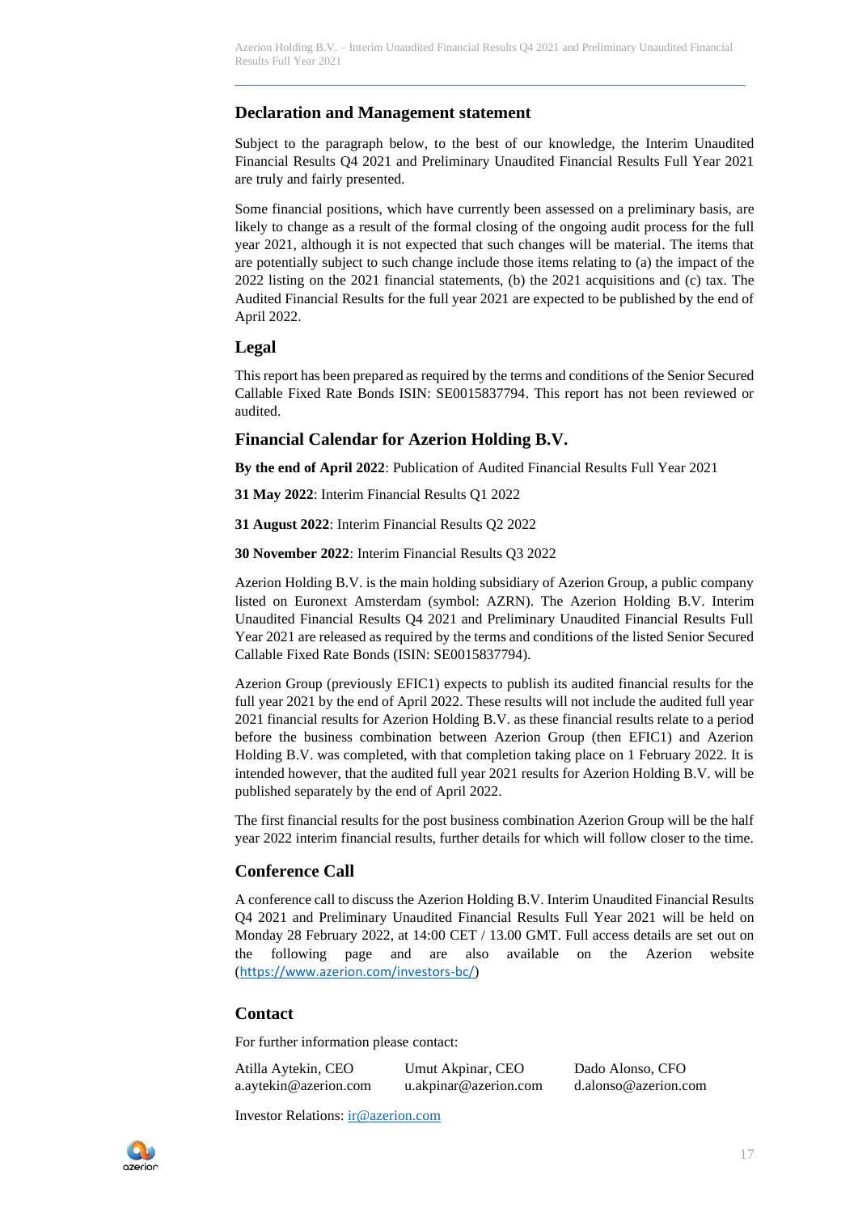## Declaration and Management statement

Subject to the paragraph below, to the best of our knowledge, the Interim Unaudited Financial Results Q4 2021 and Preliminary Unaudited Financial Results Full Year 2021 are truly and fairly presented.

Some financial positions, which have currently been assessed on a preliminary basis, are likely to change as a result of the formal closing of the ongoing audit process for the full year 2021, although it is not expected that such changes will be material. The items that are potentially subject to such change include those items relating to (a) the impact of the 2022 listing on the 2021 financial statements, (b) the 2021 acquisitions and (c) tax. The Audited Financial Results for the full year 2021 are expected to be published by the end of April 2022.

## Legal

This report has been prepared as required by the terms and conditions of the Senior Secured Callable Fixed Rate Bonds ISIN: SE0015837794. This report has not been reviewed or audited.

## Financial Calendar for Azerion Holding B.V.

**By the end of April 2022**: Publication of Audited Financial Results Full Year 2021

**31 May 2022**: Interim Financial Results Q1 2022

**31 August 2022**: Interim Financial Results Q2 2022

**30 November 2022**: Interim Financial Results Q3 2022

Azerion Holding B.V. is the main holding subsidiary of Azerion Group, a public company listed on Euronext Amsterdam (symbol: AZRN). The Azerion Holding B.V. Interim Unaudited Financial Results Q4 2021 and Preliminary Unaudited Financial Results Full Year 2021 are released as required by the terms and conditions of the listed Senior Secured Callable Fixed Rate Bonds (ISIN: SE0015837794).

Azerion Group (previously EFIC1) expects to publish its audited financial results for the full year 2021 by the end of April 2022. These results will not include the audited full year 2021 financial results for Azerion Holding B.V. as these financial results relate to a period before the business combination between Azerion Group (then EFIC1) and Azerion Holding B.V. was completed, with that completion taking place on 1 February 2022. It is intended however, that the audited full year 2021 results for Azerion Holding B.V. will be published separately by the end of April 2022.

The first financial results for the post business combination Azerion Group will be the half year 2022 interim financial results, further details for which will follow closer to the time.

## Conference Call

A conference call to discuss the Azerion Holding B.V. Interim Unaudited Financial Results Q4 2021 and Preliminary Unaudited Financial Results Full Year 2021 will be held on Monday 28 February 2022, at 14:00 CET / 13.00 GMT. Full access details are set out on the following page and are also available on the Azerion website (https://www.azerion.com/investors-bc/)

## Contact

For further information please contact:

Atilla Aytekin, CEO
a.aytekin@azerion.com

Umut Akpinar, CEO
u.akpinar@azerion.com

Dado Alonso, CFO
d.alonso@azerion.com

Investor Relations: ir@azerion.com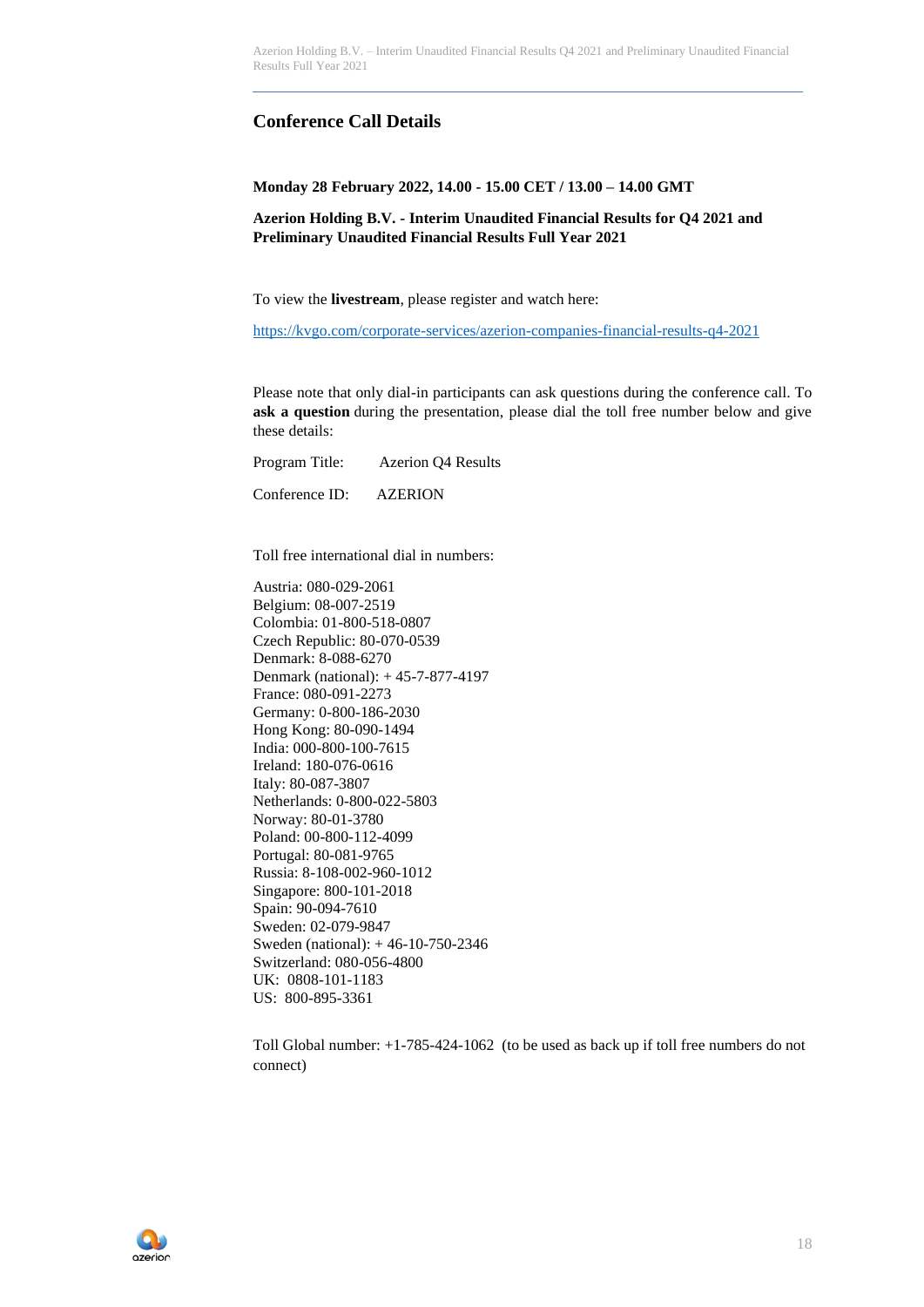## Conference Call Details

**Monday 28 February 2022, 14.00 - 15.00 CET / 13.00 – 14.00 GMT**

**Azerion Holding B.V. - Interim Unaudited Financial Results for Q4 2021 and Preliminary Unaudited Financial Results Full Year 2021**

To view the **livestream**, please register and watch here:

https://kvgo.com/corporate-services/azerion-companies-financial-results-q4-2021

Please note that only dial-in participants can ask questions during the conference call. To **ask a question** during the presentation, please dial the toll free number below and give these details:

Program Title: Azerion Q4 Results

Conference ID: AZERION

Toll free international dial in numbers:

Austria: 080-029-2061  
Belgium: 08-007-2519  
Colombia: 01-800-518-0807  
Czech Republic: 80-070-0539  
Denmark: 8-088-6270  
Denmark (national): + 45-7-877-4197  
France: 080-091-2273  
Germany: 0-800-186-2030  
Hong Kong: 80-090-1494  
India: 000-800-100-7615  
Ireland: 180-076-0616  
Italy: 80-087-3807  
Netherlands: 0-800-022-5803  
Norway: 80-01-3780  
Poland: 00-800-112-4099  
Portugal: 80-081-9765  
Russia: 8-108-002-960-1012  
Singapore: 800-101-2018  
Spain: 90-094-7610  
Sweden: 02-079-9847  
Sweden (national): + 46-10-750-2346  
Switzerland: 080-056-4800  
UK: 0808-101-1183  
US: 800-895-3361

Toll Global number: +1-785-424-1062 (to be used as back up if toll free numbers do not connect)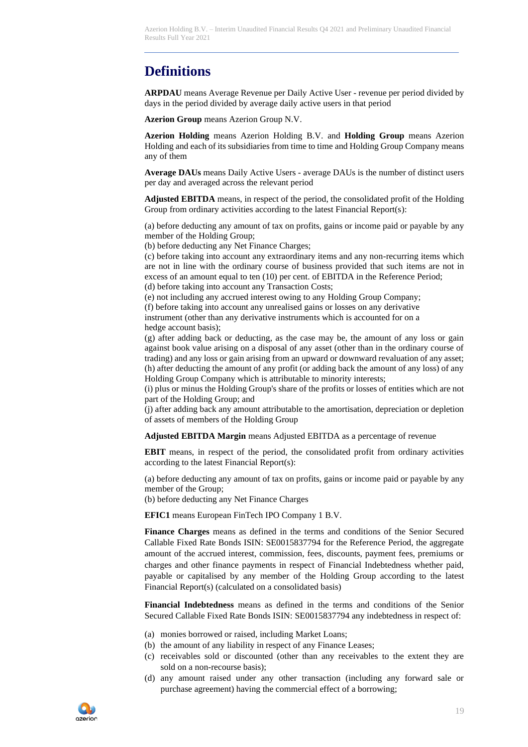# Definitions

**ARPDAU** means Average Revenue per Daily Active User - revenue per period divided by days in the period divided by average daily active users in that period

**Azerion Group** means Azerion Group N.V.

**Azerion Holding** means Azerion Holding B.V. and **Holding Group** means Azerion Holding and each of its subsidiaries from time to time and Holding Group Company means any of them

**Average DAUs** means Daily Active Users - average DAUs is the number of distinct users per day and averaged across the relevant period

**Adjusted EBITDA** means, in respect of the period, the consolidated profit of the Holding Group from ordinary activities according to the latest Financial Report(s):

(a) before deducting any amount of tax on profits, gains or income paid or payable by any member of the Holding Group;
(b) before deducting any Net Finance Charges;
(c) before taking into account any extraordinary items and any non-recurring items which are not in line with the ordinary course of business provided that such items are not in excess of an amount equal to ten (10) per cent. of EBITDA in the Reference Period;
(d) before taking into account any Transaction Costs;
(e) not including any accrued interest owing to any Holding Group Company;
(f) before taking into account any unrealised gains or losses on any derivative instrument (other than any derivative instruments which is accounted for on a hedge account basis);
(g) after adding back or deducting, as the case may be, the amount of any loss or gain against book value arising on a disposal of any asset (other than in the ordinary course of trading) and any loss or gain arising from an upward or downward revaluation of any asset;
(h) after deducting the amount of any profit (or adding back the amount of any loss) of any Holding Group Company which is attributable to minority interests;
(i) plus or minus the Holding Group's share of the profits or losses of entities which are not part of the Holding Group; and
(j) after adding back any amount attributable to the amortisation, depreciation or depletion of assets of members of the Holding Group

**Adjusted EBITDA Margin** means Adjusted EBITDA as a percentage of revenue

**EBIT** means, in respect of the period, the consolidated profit from ordinary activities according to the latest Financial Report(s):

(a) before deducting any amount of tax on profits, gains or income paid or payable by any member of the Group;
(b) before deducting any Net Finance Charges

**EFIC1** means European FinTech IPO Company 1 B.V.

**Finance Charges** means as defined in the terms and conditions of the Senior Secured Callable Fixed Rate Bonds ISIN: SE0015837794 for the Reference Period, the aggregate amount of the accrued interest, commission, fees, discounts, payment fees, premiums or charges and other finance payments in respect of Financial Indebtedness whether paid, payable or capitalised by any member of the Holding Group according to the latest Financial Report(s) (calculated on a consolidated basis)

**Financial Indebtedness** means as defined in the terms and conditions of the Senior Secured Callable Fixed Rate Bonds ISIN: SE0015837794 any indebtedness in respect of:

(a) monies borrowed or raised, including Market Loans;
(b) the amount of any liability in respect of any Finance Leases;
(c) receivables sold or discounted (other than any receivables to the extent they are sold on a non-recourse basis);
(d) any amount raised under any other transaction (including any forward sale or purchase agreement) having the commercial effect of a borrowing;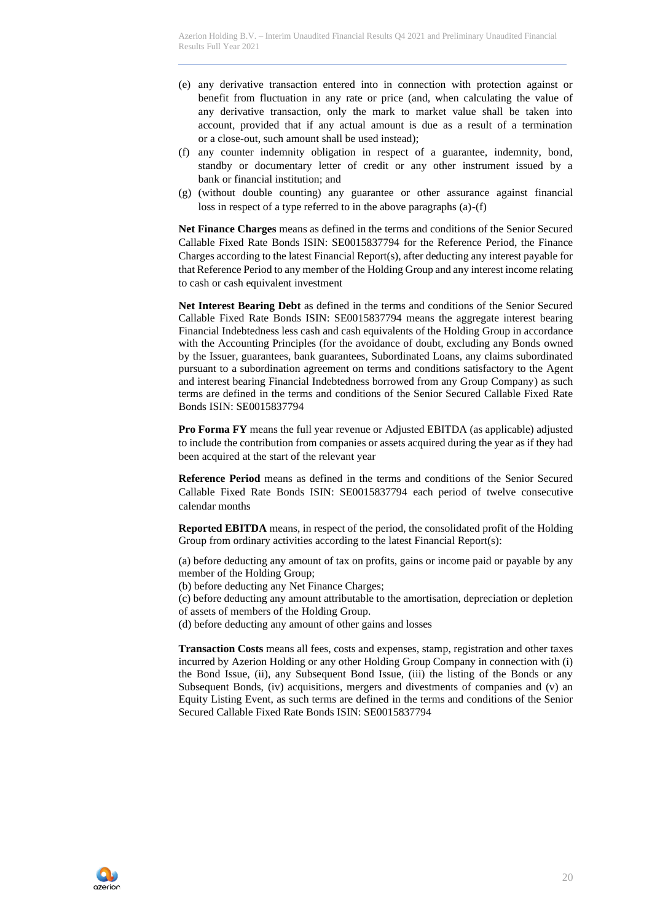(e) any derivative transaction entered into in connection with protection against or benefit from fluctuation in any rate or price (and, when calculating the value of any derivative transaction, only the mark to market value shall be taken into account, provided that if any actual amount is due as a result of a termination or a close-out, such amount shall be used instead);

(f) any counter indemnity obligation in respect of a guarantee, indemnity, bond, standby or documentary letter of credit or any other instrument issued by a bank or financial institution; and

(g) (without double counting) any guarantee or other assurance against financial loss in respect of a type referred to in the above paragraphs (a)-(f)

**Net Finance Charges** means as defined in the terms and conditions of the Senior Secured Callable Fixed Rate Bonds ISIN: SE0015837794 for the Reference Period, the Finance Charges according to the latest Financial Report(s), after deducting any interest payable for that Reference Period to any member of the Holding Group and any interest income relating to cash or cash equivalent investment

**Net Interest Bearing Debt** as defined in the terms and conditions of the Senior Secured Callable Fixed Rate Bonds ISIN: SE0015837794 means the aggregate interest bearing Financial Indebtedness less cash and cash equivalents of the Holding Group in accordance with the Accounting Principles (for the avoidance of doubt, excluding any Bonds owned by the Issuer, guarantees, bank guarantees, Subordinated Loans, any claims subordinated pursuant to a subordination agreement on terms and conditions satisfactory to the Agent and interest bearing Financial Indebtedness borrowed from any Group Company) as such terms are defined in the terms and conditions of the Senior Secured Callable Fixed Rate Bonds ISIN: SE0015837794

**Pro Forma FY** means the full year revenue or Adjusted EBITDA (as applicable) adjusted to include the contribution from companies or assets acquired during the year as if they had been acquired at the start of the relevant year

**Reference Period** means as defined in the terms and conditions of the Senior Secured Callable Fixed Rate Bonds ISIN: SE0015837794 each period of twelve consecutive calendar months

**Reported EBITDA** means, in respect of the period, the consolidated profit of the Holding Group from ordinary activities according to the latest Financial Report(s):

(a) before deducting any amount of tax on profits, gains or income paid or payable by any member of the Holding Group;

(b) before deducting any Net Finance Charges;

(c) before deducting any amount attributable to the amortisation, depreciation or depletion of assets of members of the Holding Group.

(d) before deducting any amount of other gains and losses

**Transaction Costs** means all fees, costs and expenses, stamp, registration and other taxes incurred by Azerion Holding or any other Holding Group Company in connection with (i) the Bond Issue, (ii), any Subsequent Bond Issue, (iii) the listing of the Bonds or any Subsequent Bonds, (iv) acquisitions, mergers and divestments of companies and (v) an Equity Listing Event, as such terms are defined in the terms and conditions of the Senior Secured Callable Fixed Rate Bonds ISIN: SE0015837794